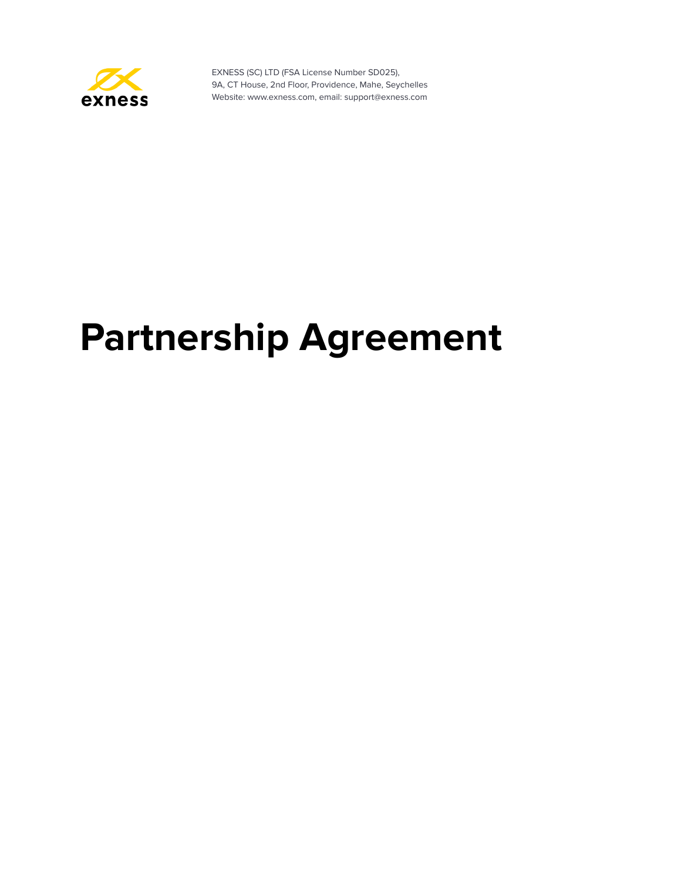EXNESS (SC) LTD (FSA License Number SD025),
9A, CT House, 2nd Floor, Providence, Mahe, Seychelles
Website: www.exness.com, email: support@exness.com

# Partnership Agreement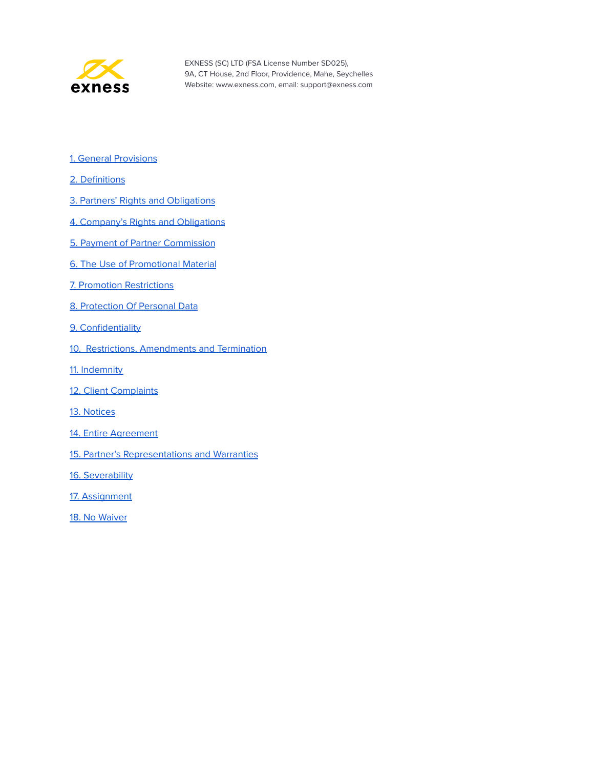EXNESS (SC) LTD (FSA License Number SD025),
9A, CT House, 2nd Floor, Providence, Mahe, Seychelles
Website: www.exness.com, email: support@exness.com

1. General Provisions

2. Definitions

3. Partners' Rights and Obligations

4. Company's Rights and Obligations

5. Payment of Partner Commission

6. The Use of Promotional Material

7. Promotion Restrictions

8. Protection Of Personal Data

9. Confidentiality

10. Restrictions, Amendments and Termination

11. Indemnity

12. Client Complaints

13. Notices

14. Entire Agreement

15. Partner's Representations and Warranties

16. Severability

17. Assignment

18. No Waiver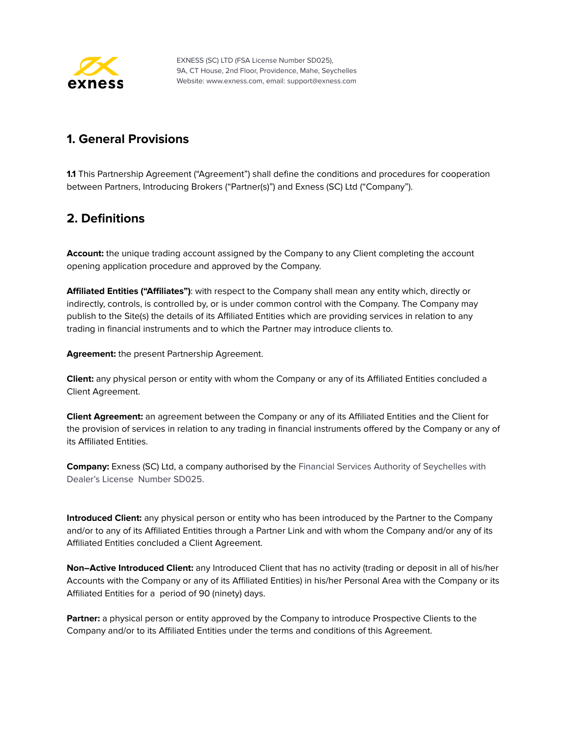## 1. General Provisions

**1.1** This Partnership Agreement ("Agreement") shall define the conditions and procedures for cooperation between Partners, Introducing Brokers ("Partner(s)") and Exness (SC) Ltd ("Company").

## 2. Definitions

**Account:** the unique trading account assigned by the Company to any Client completing the account opening application procedure and approved by the Company.

**Affiliated Entities ("Affiliates")**: with respect to the Company shall mean any entity which, directly or indirectly, controls, is controlled by, or is under common control with the Company. The Company may publish to the Site(s) the details of its Affiliated Entities which are providing services in relation to any trading in financial instruments and to which the Partner may introduce clients to.

**Agreement:** the present Partnership Agreement.

**Client:** any physical person or entity with whom the Company or any of its Affiliated Entities concluded a Client Agreement.

**Client Agreement:** an agreement between the Company or any of its Affiliated Entities and the Client for the provision of services in relation to any trading in financial instruments offered by the Company or any of its Affiliated Entities.

**Company:** Exness (SC) Ltd, a company authorised by the Financial Services Authority of Seychelles with Dealer's License Number SD025.

**Introduced Client:** any physical person or entity who has been introduced by the Partner to the Company and/or to any of its Affiliated Entities through a Partner Link and with whom the Company and/or any of its Affiliated Entities concluded a Client Agreement.

**Non–Active Introduced Client:** any Introduced Client that has no activity (trading or deposit in all of his/her Accounts with the Company or any of its Affiliated Entities) in his/her Personal Area with the Company or its Affiliated Entities for a period of 90 (ninety) days.

**Partner:** a physical person or entity approved by the Company to introduce Prospective Clients to the Company and/or to its Affiliated Entities under the terms and conditions of this Agreement.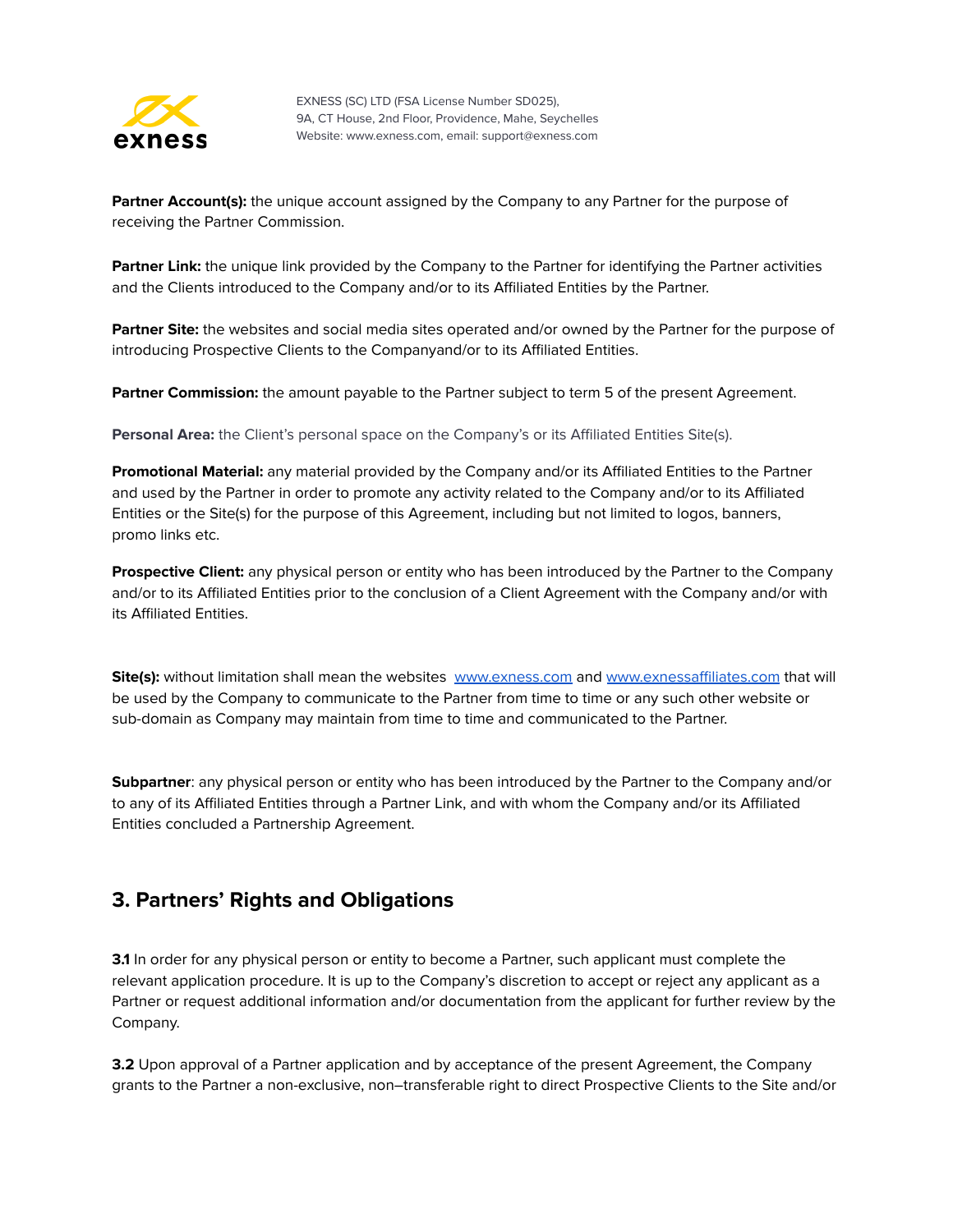**Partner Account(s):** the unique account assigned by the Company to any Partner for the purpose of receiving the Partner Commission.

**Partner Link:** the unique link provided by the Company to the Partner for identifying the Partner activities and the Clients introduced to the Company and/or to its Affiliated Entities by the Partner.

**Partner Site:** the websites and social media sites operated and/or owned by the Partner for the purpose of introducing Prospective Clients to the Companyand/or to its Affiliated Entities.

**Partner Commission:** the amount payable to the Partner subject to term 5 of the present Agreement.

**Personal Area:** the Client's personal space on the Company's or its Affiliated Entities Site(s).

**Promotional Material:** any material provided by the Company and/or its Affiliated Entities to the Partner and used by the Partner in order to promote any activity related to the Company and/or to its Affiliated Entities or the Site(s) for the purpose of this Agreement, including but not limited to logos, banners, promo links etc.

**Prospective Client:** any physical person or entity who has been introduced by the Partner to the Company and/or to its Affiliated Entities prior to the conclusion of a Client Agreement with the Company and/or with its Affiliated Entities.

**Site(s):** without limitation shall mean the websites [www.exness.com](http://www.exness.com) and [www.exnessaffiliates.com](http://www.exnessaffiliates.com) that will be used by the Company to communicate to the Partner from time to time or any such other website or sub-domain as Company may maintain from time to time and communicated to the Partner.

**Subpartner**: any physical person or entity who has been introduced by the Partner to the Company and/or to any of its Affiliated Entities through a Partner Link, and with whom the Company and/or its Affiliated Entities concluded a Partnership Agreement.

## 3. Partners' Rights and Obligations

**3.1** In order for any physical person or entity to become a Partner, such applicant must complete the relevant application procedure. It is up to the Company's discretion to accept or reject any applicant as a Partner or request additional information and/or documentation from the applicant for further review by the Company.

**3.2** Upon approval of a Partner application and by acceptance of the present Agreement, the Company grants to the Partner a non-exclusive, non–transferable right to direct Prospective Clients to the Site and/or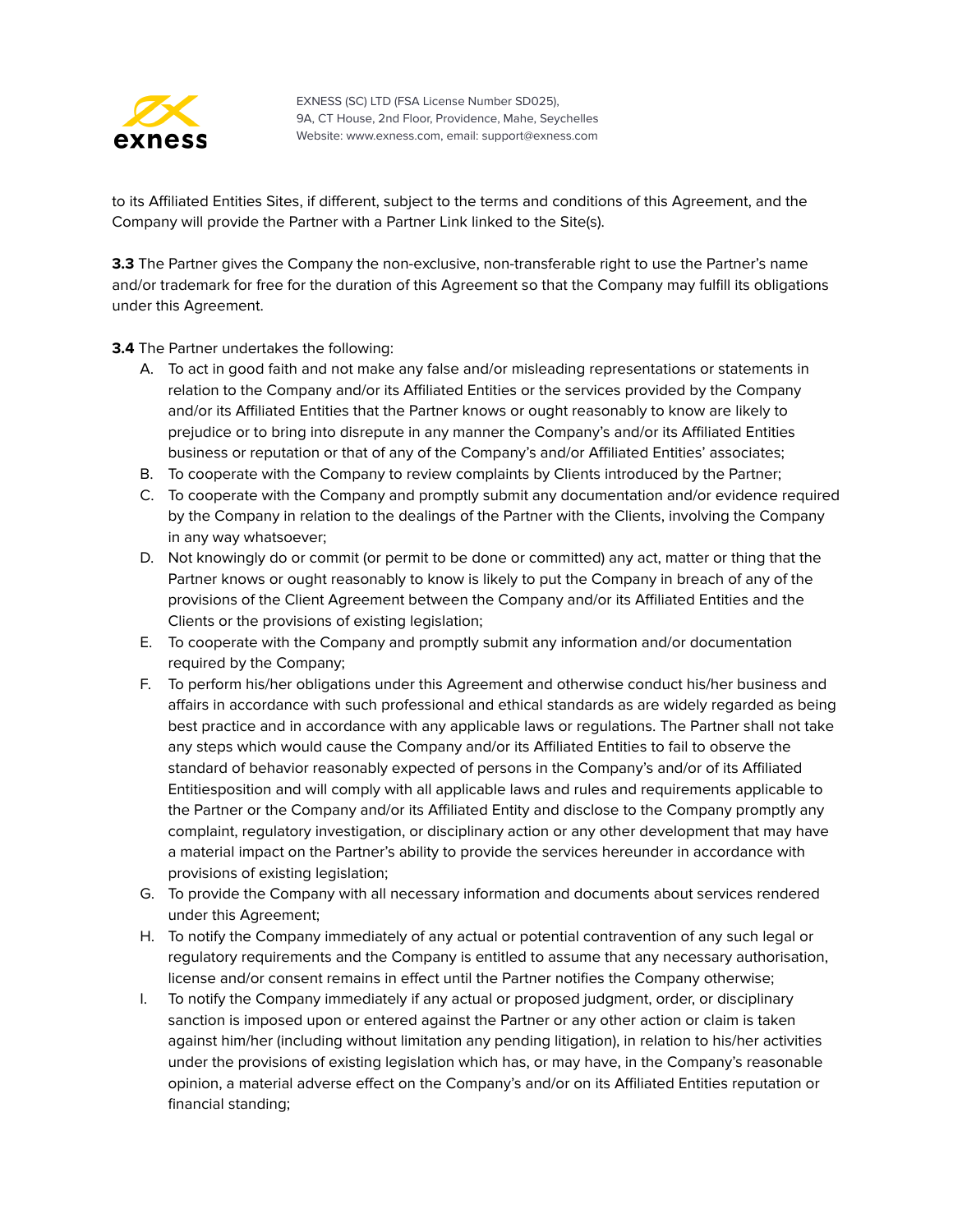to its Affiliated Entities Sites, if different, subject to the terms and conditions of this Agreement, and the Company will provide the Partner with a Partner Link linked to the Site(s).

**3.3** The Partner gives the Company the non-exclusive, non-transferable right to use the Partner's name and/or trademark for free for the duration of this Agreement so that the Company may fulfill its obligations under this Agreement.

**3.4** The Partner undertakes the following:

A. To act in good faith and not make any false and/or misleading representations or statements in relation to the Company and/or its Affiliated Entities or the services provided by the Company and/or its Affiliated Entities that the Partner knows or ought reasonably to know are likely to prejudice or to bring into disrepute in any manner the Company's and/or its Affiliated Entities business or reputation or that of any of the Company's and/or Affiliated Entities' associates;

B. To cooperate with the Company to review complaints by Clients introduced by the Partner;

C. To cooperate with the Company and promptly submit any documentation and/or evidence required by the Company in relation to the dealings of the Partner with the Clients, involving the Company in any way whatsoever;

D. Not knowingly do or commit (or permit to be done or committed) any act, matter or thing that the Partner knows or ought reasonably to know is likely to put the Company in breach of any of the provisions of the Client Agreement between the Company and/or its Affiliated Entities and the Clients or the provisions of existing legislation;

E. To cooperate with the Company and promptly submit any information and/or documentation required by the Company;

F. To perform his/her obligations under this Agreement and otherwise conduct his/her business and affairs in accordance with such professional and ethical standards as are widely regarded as being best practice and in accordance with any applicable laws or regulations. The Partner shall not take any steps which would cause the Company and/or its Affiliated Entities to fail to observe the standard of behavior reasonably expected of persons in the Company's and/or of its Affiliated Entitiesposition and will comply with all applicable laws and rules and requirements applicable to the Partner or the Company and/or its Affiliated Entity and disclose to the Company promptly any complaint, regulatory investigation, or disciplinary action or any other development that may have a material impact on the Partner's ability to provide the services hereunder in accordance with provisions of existing legislation;

G. To provide the Company with all necessary information and documents about services rendered under this Agreement;

H. To notify the Company immediately of any actual or potential contravention of any such legal or regulatory requirements and the Company is entitled to assume that any necessary authorisation, license and/or consent remains in effect until the Partner notifies the Company otherwise;

I. To notify the Company immediately if any actual or proposed judgment, order, or disciplinary sanction is imposed upon or entered against the Partner or any other action or claim is taken against him/her (including without limitation any pending litigation), in relation to his/her activities under the provisions of existing legislation which has, or may have, in the Company's reasonable opinion, a material adverse effect on the Company's and/or on its Affiliated Entities reputation or financial standing;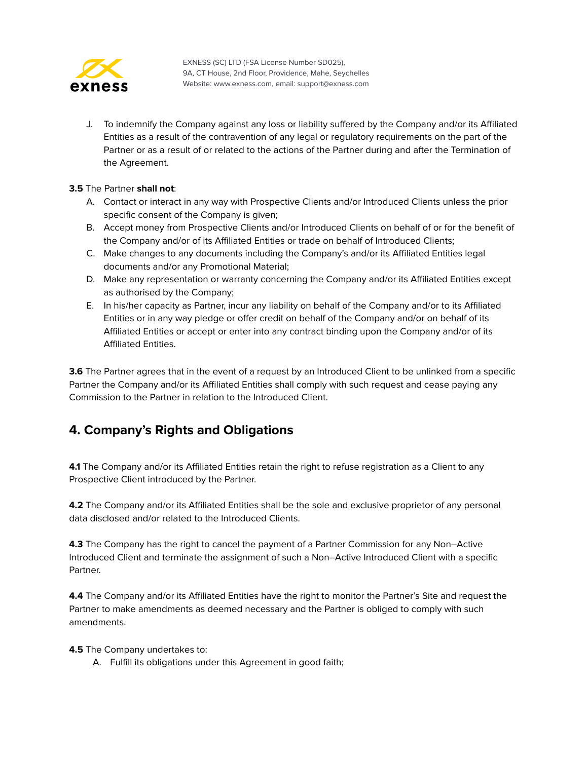J. To indemnify the Company against any loss or liability suffered by the Company and/or its Affiliated Entities as a result of the contravention of any legal or regulatory requirements on the part of the Partner or as a result of or related to the actions of the Partner during and after the Termination of the Agreement.

**3.5** The Partner **shall not**:

A. Contact or interact in any way with Prospective Clients and/or Introduced Clients unless the prior specific consent of the Company is given;
B. Accept money from Prospective Clients and/or Introduced Clients on behalf of or for the benefit of the Company and/or of its Affiliated Entities or trade on behalf of Introduced Clients;
C. Make changes to any documents including the Company's and/or its Affiliated Entities legal documents and/or any Promotional Material;
D. Make any representation or warranty concerning the Company and/or its Affiliated Entities except as authorised by the Company;
E. In his/her capacity as Partner, incur any liability on behalf of the Company and/or to its Affiliated Entities or in any way pledge or offer credit on behalf of the Company and/or on behalf of its Affiliated Entities or accept or enter into any contract binding upon the Company and/or of its Affiliated Entities.

**3.6** The Partner agrees that in the event of a request by an Introduced Client to be unlinked from a specific Partner the Company and/or its Affiliated Entities shall comply with such request and cease paying any Commission to the Partner in relation to the Introduced Client.

## 4. Company's Rights and Obligations

**4.1** The Company and/or its Affiliated Entities retain the right to refuse registration as a Client to any Prospective Client introduced by the Partner.

**4.2** The Company and/or its Affiliated Entities shall be the sole and exclusive proprietor of any personal data disclosed and/or related to the Introduced Clients.

**4.3** The Company has the right to cancel the payment of a Partner Commission for any Non–Active Introduced Client and terminate the assignment of such a Non–Active Introduced Client with a specific Partner.

**4.4** The Company and/or its Affiliated Entities have the right to monitor the Partner's Site and request the Partner to make amendments as deemed necessary and the Partner is obliged to comply with such amendments.

**4.5** The Company undertakes to:

A. Fulfill its obligations under this Agreement in good faith;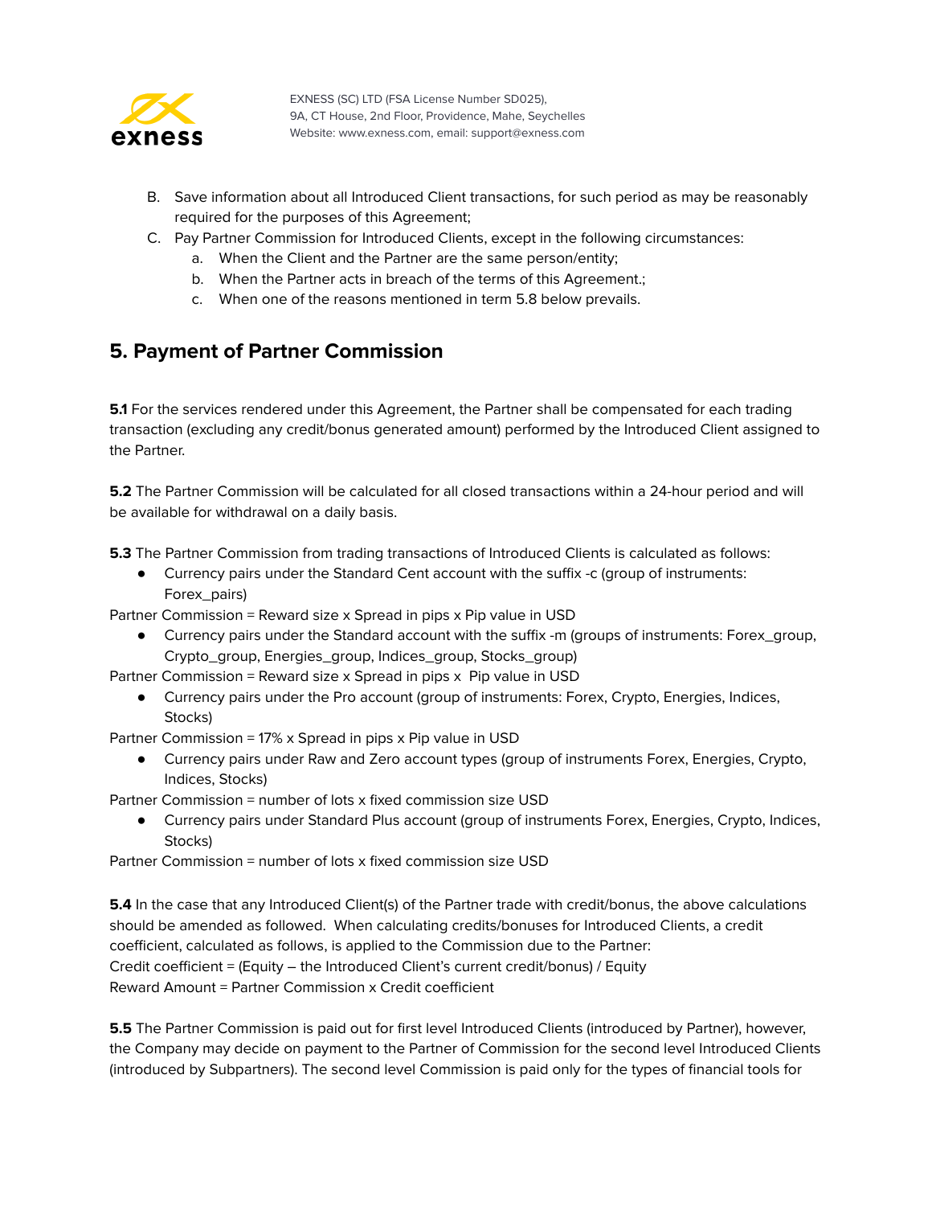B. Save information about all Introduced Client transactions, for such period as may be reasonably required for the purposes of this Agreement;

C. Pay Partner Commission for Introduced Clients, except in the following circumstances:
   a. When the Client and the Partner are the same person/entity;
   b. When the Partner acts in breach of the terms of this Agreement.;
   c. When one of the reasons mentioned in term 5.8 below prevails.

## 5. Payment of Partner Commission

**5.1** For the services rendered under this Agreement, the Partner shall be compensated for each trading transaction (excluding any credit/bonus generated amount) performed by the Introduced Client assigned to the Partner.

**5.2** The Partner Commission will be calculated for all closed transactions within a 24-hour period and will be available for withdrawal on a daily basis.

**5.3** The Partner Commission from trading transactions of Introduced Clients is calculated as follows:

- Currency pairs under the Standard Cent account with the suffix -c (group of instruments: Forex_pairs)

Partner Commission = Reward size x Spread in pips x Pip value in USD

- Currency pairs under the Standard account with the suffix -m (groups of instruments: Forex_group, Crypto_group, Energies_group, Indices_group, Stocks_group)

Partner Commission = Reward size x Spread in pips x  Pip value in USD

- Currency pairs under the Pro account (group of instruments: Forex, Crypto, Energies, Indices, Stocks)

Partner Commission = 17% x Spread in pips x Pip value in USD

- Currency pairs under Raw and Zero account types (group of instruments Forex, Energies, Crypto, Indices, Stocks)

Partner Commission = number of lots x fixed commission size USD

- Currency pairs under Standard Plus account (group of instruments Forex, Energies, Crypto, Indices, Stocks)

Partner Commission = number of lots x fixed commission size USD

**5.4** In the case that any Introduced Client(s) of the Partner trade with credit/bonus, the above calculations should be amended as followed. When calculating credits/bonuses for Introduced Clients, a credit coefficient, calculated as follows, is applied to the Commission due to the Partner:

Credit coefficient = (Equity – the Introduced Client's current credit/bonus) / Equity

Reward Amount = Partner Commission x Credit coefficient

**5.5** The Partner Commission is paid out for first level Introduced Clients (introduced by Partner), however, the Company may decide on payment to the Partner of Commission for the second level Introduced Clients (introduced by Subpartners). The second level Commission is paid only for the types of financial tools for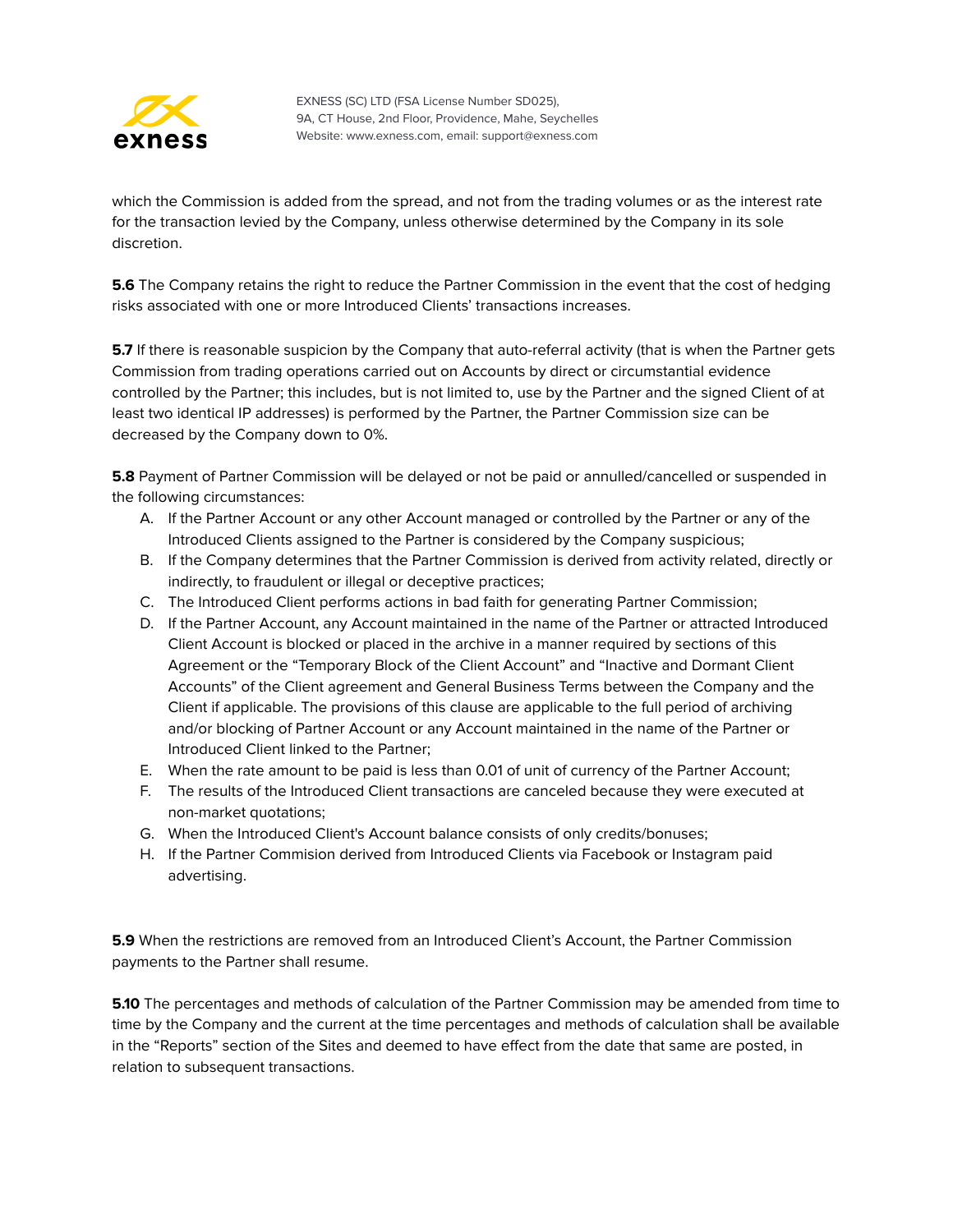which the Commission is added from the spread, and not from the trading volumes or as the interest rate for the transaction levied by the Company, unless otherwise determined by the Company in its sole discretion.

**5.6** The Company retains the right to reduce the Partner Commission in the event that the cost of hedging risks associated with one or more Introduced Clients' transactions increases.

**5.7** If there is reasonable suspicion by the Company that auto-referral activity (that is when the Partner gets Commission from trading operations carried out on Accounts by direct or circumstantial evidence controlled by the Partner; this includes, but is not limited to, use by the Partner and the signed Client of at least two identical IP addresses) is performed by the Partner, the Partner Commission size can be decreased by the Company down to 0%.

**5.8** Payment of Partner Commission will be delayed or not be paid or annulled/cancelled or suspended in the following circumstances:

A. If the Partner Account or any other Account managed or controlled by the Partner or any of the Introduced Clients assigned to the Partner is considered by the Company suspicious;
B. If the Company determines that the Partner Commission is derived from activity related, directly or indirectly, to fraudulent or illegal or deceptive practices;
C. The Introduced Client performs actions in bad faith for generating Partner Commission;
D. If the Partner Account, any Account maintained in the name of the Partner or attracted Introduced Client Account is blocked or placed in the archive in a manner required by sections of this Agreement or the "Temporary Block of the Client Account" and "Inactive and Dormant Client Accounts" of the Client agreement and General Business Terms between the Company and the Client if applicable. The provisions of this clause are applicable to the full period of archiving and/or blocking of Partner Account or any Account maintained in the name of the Partner or Introduced Client linked to the Partner;
E. When the rate amount to be paid is less than 0.01 of unit of currency of the Partner Account;
F. The results of the Introduced Client transactions are canceled because they were executed at non-market quotations;
G. When the Introduced Client's Account balance consists of only credits/bonuses;
H. If the Partner Commision derived from Introduced Clients via Facebook or Instagram paid advertising.

**5.9** When the restrictions are removed from an Introduced Client's Account, the Partner Commission payments to the Partner shall resume.

**5.10** The percentages and methods of calculation of the Partner Commission may be amended from time to time by the Company and the current at the time percentages and methods of calculation shall be available in the "Reports" section of the Sites and deemed to have effect from the date that same are posted, in relation to subsequent transactions.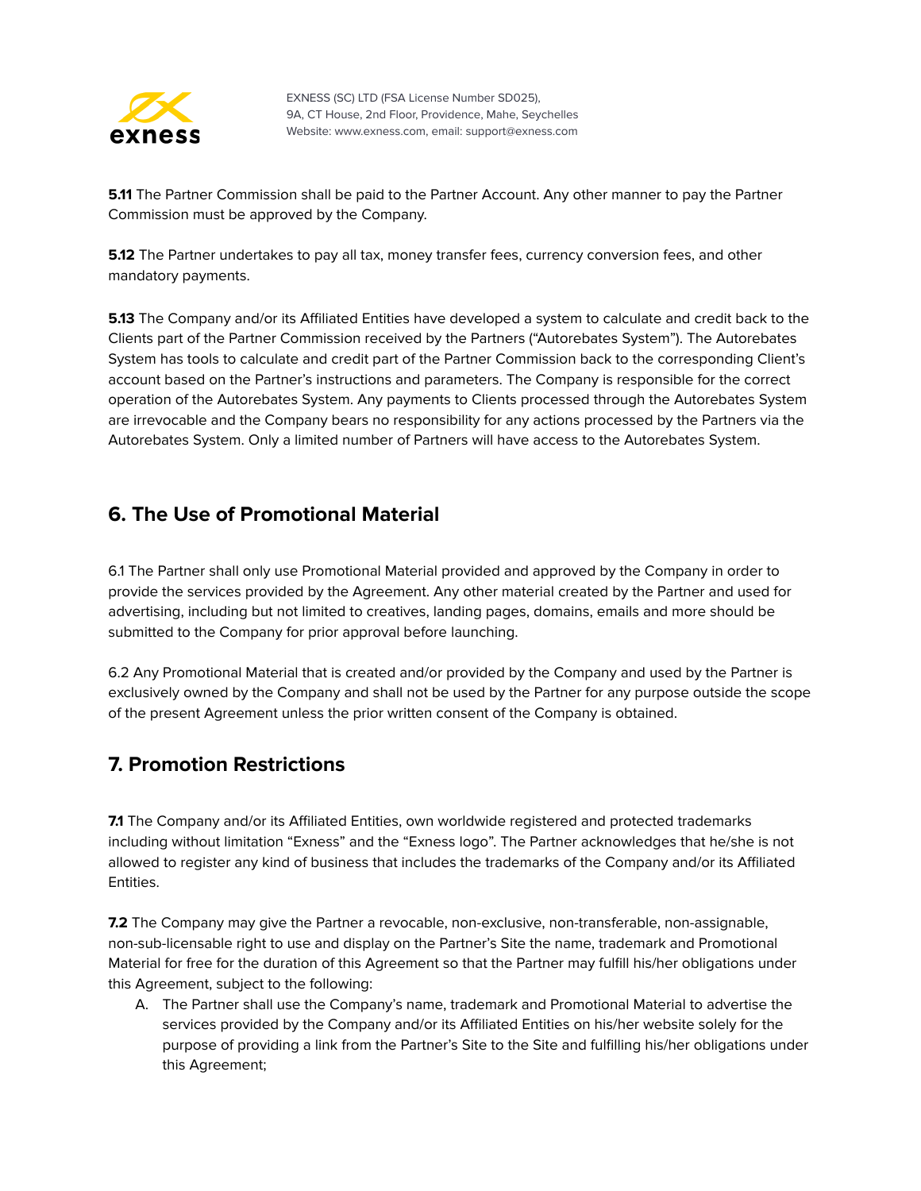**5.11** The Partner Commission shall be paid to the Partner Account. Any other manner to pay the Partner Commission must be approved by the Company.

**5.12** The Partner undertakes to pay all tax, money transfer fees, currency conversion fees, and other mandatory payments.

**5.13** The Company and/or its Affiliated Entities have developed a system to calculate and credit back to the Clients part of the Partner Commission received by the Partners ("Autorebates System"). The Autorebates System has tools to calculate and credit part of the Partner Commission back to the corresponding Client's account based on the Partner's instructions and parameters. The Company is responsible for the correct operation of the Autorebates System. Any payments to Clients processed through the Autorebates System are irrevocable and the Company bears no responsibility for any actions processed by the Partners via the Autorebates System. Only a limited number of Partners will have access to the Autorebates System.

## 6. The Use of Promotional Material

6.1 The Partner shall only use Promotional Material provided and approved by the Company in order to provide the services provided by the Agreement. Any other material created by the Partner and used for advertising, including but not limited to creatives, landing pages, domains, emails and more should be submitted to the Company for prior approval before launching.

6.2 Any Promotional Material that is created and/or provided by the Company and used by the Partner is exclusively owned by the Company and shall not be used by the Partner for any purpose outside the scope of the present Agreement unless the prior written consent of the Company is obtained.

## 7. Promotion Restrictions

**7.1** The Company and/or its Affiliated Entities, own worldwide registered and protected trademarks including without limitation "Exness" and the "Exness logo". The Partner acknowledges that he/she is not allowed to register any kind of business that includes the trademarks of the Company and/or its Affiliated Entities.

**7.2** The Company may give the Partner a revocable, non-exclusive, non-transferable, non-assignable, non-sub-licensable right to use and display on the Partner's Site the name, trademark and Promotional Material for free for the duration of this Agreement so that the Partner may fulfill his/her obligations under this Agreement, subject to the following:

A. The Partner shall use the Company's name, trademark and Promotional Material to advertise the services provided by the Company and/or its Affiliated Entities on his/her website solely for the purpose of providing a link from the Partner's Site to the Site and fulfilling his/her obligations under this Agreement;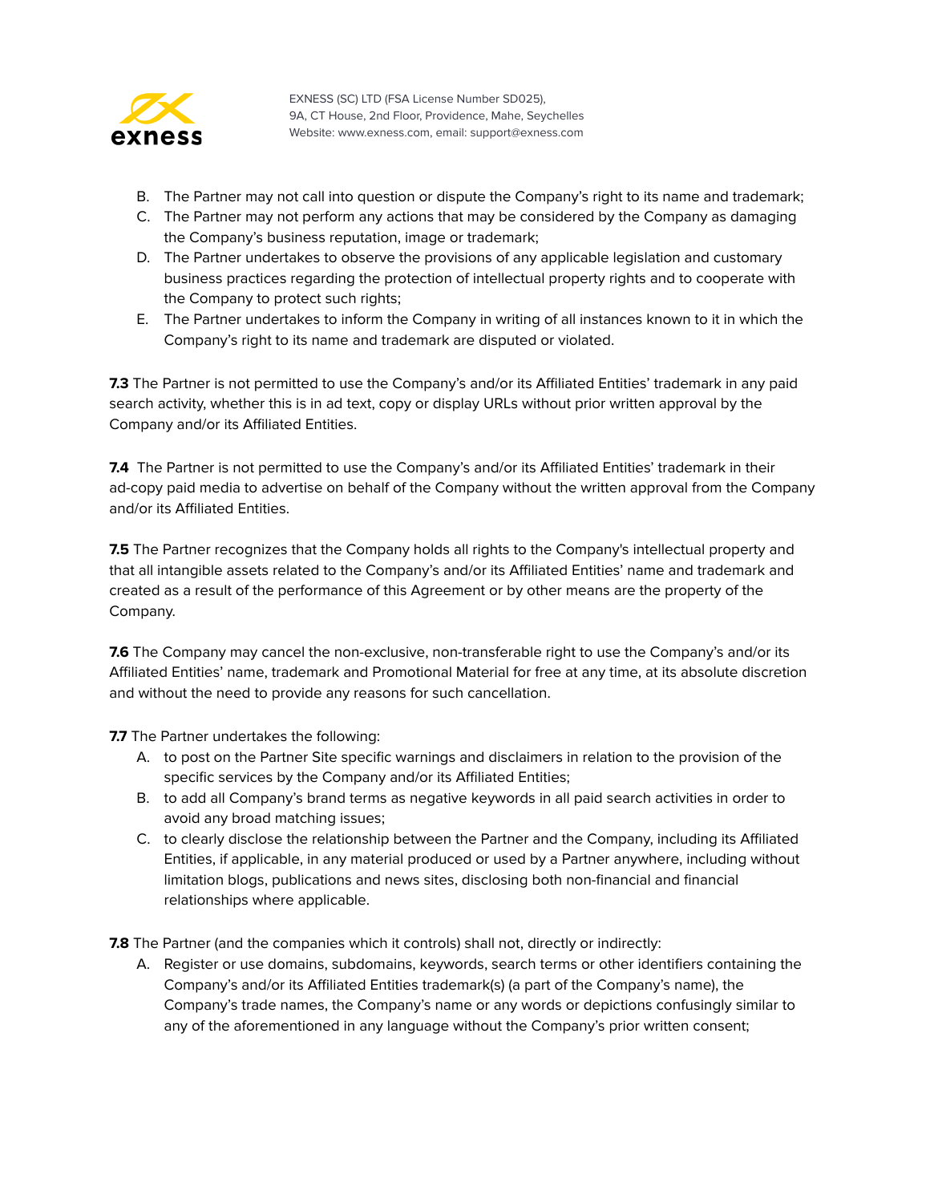B. The Partner may not call into question or dispute the Company's right to its name and trademark;
C. The Partner may not perform any actions that may be considered by the Company as damaging the Company's business reputation, image or trademark;
D. The Partner undertakes to observe the provisions of any applicable legislation and customary business practices regarding the protection of intellectual property rights and to cooperate with the Company to protect such rights;
E. The Partner undertakes to inform the Company in writing of all instances known to it in which the Company's right to its name and trademark are disputed or violated.

**7.3** The Partner is not permitted to use the Company's and/or its Affiliated Entities' trademark in any paid search activity, whether this is in ad text, copy or display URLs without prior written approval by the Company and/or its Affiliated Entities.

**7.4** The Partner is not permitted to use the Company's and/or its Affiliated Entities' trademark in their ad-copy paid media to advertise on behalf of the Company without the written approval from the Company and/or its Affiliated Entities.

**7.5** The Partner recognizes that the Company holds all rights to the Company's intellectual property and that all intangible assets related to the Company's and/or its Affiliated Entities' name and trademark and created as a result of the performance of this Agreement or by other means are the property of the Company.

**7.6** The Company may cancel the non-exclusive, non-transferable right to use the Company's and/or its Affiliated Entities' name, trademark and Promotional Material for free at any time, at its absolute discretion and without the need to provide any reasons for such cancellation.

**7.7** The Partner undertakes the following:

A. to post on the Partner Site specific warnings and disclaimers in relation to the provision of the specific services by the Company and/or its Affiliated Entities;
B. to add all Company's brand terms as negative keywords in all paid search activities in order to avoid any broad matching issues;
C. to clearly disclose the relationship between the Partner and the Company, including its Affiliated Entities, if applicable, in any material produced or used by a Partner anywhere, including without limitation blogs, publications and news sites, disclosing both non-financial and financial relationships where applicable.

**7.8** The Partner (and the companies which it controls) shall not, directly or indirectly:

A. Register or use domains, subdomains, keywords, search terms or other identifiers containing the Company's and/or its Affiliated Entities trademark(s) (a part of the Company's name), the Company's trade names, the Company's name or any words or depictions confusingly similar to any of the aforementioned in any language without the Company's prior written consent;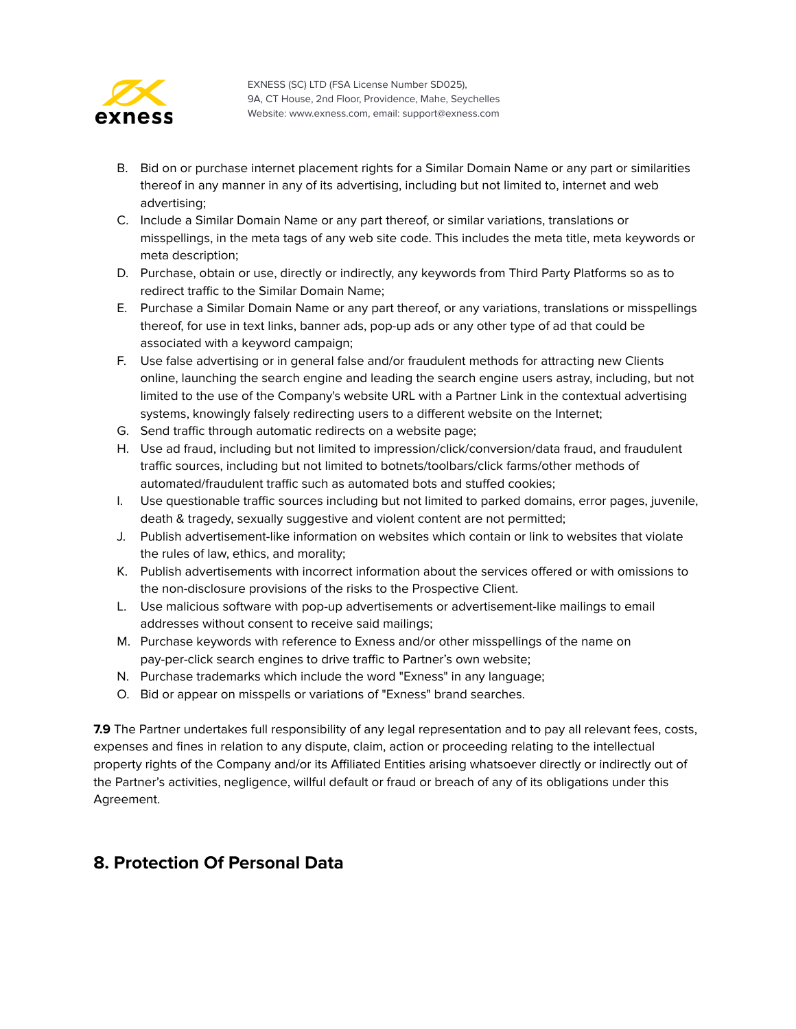B. Bid on or purchase internet placement rights for a Similar Domain Name or any part or similarities thereof in any manner in any of its advertising, including but not limited to, internet and web advertising;
C. Include a Similar Domain Name or any part thereof, or similar variations, translations or misspellings, in the meta tags of any web site code. This includes the meta title, meta keywords or meta description;
D. Purchase, obtain or use, directly or indirectly, any keywords from Third Party Platforms so as to redirect traffic to the Similar Domain Name;
E. Purchase a Similar Domain Name or any part thereof, or any variations, translations or misspellings thereof, for use in text links, banner ads, pop-up ads or any other type of ad that could be associated with a keyword campaign;
F. Use false advertising or in general false and/or fraudulent methods for attracting new Clients online, launching the search engine and leading the search engine users astray, including, but not limited to the use of the Company's website URL with a Partner Link in the contextual advertising systems, knowingly falsely redirecting users to a different website on the Internet;
G. Send traffic through automatic redirects on a website page;
H. Use ad fraud, including but not limited to impression/click/conversion/data fraud, and fraudulent traffic sources, including but not limited to botnets/toolbars/click farms/other methods of automated/fraudulent traffic such as automated bots and stuffed cookies;
I. Use questionable traffic sources including but not limited to parked domains, error pages, juvenile, death & tragedy, sexually suggestive and violent content are not permitted;
J. Publish advertisement-like information on websites which contain or link to websites that violate the rules of law, ethics, and morality;
K. Publish advertisements with incorrect information about the services offered or with omissions to the non-disclosure provisions of the risks to the Prospective Client.
L. Use malicious software with pop-up advertisements or advertisement-like mailings to email addresses without consent to receive said mailings;
M. Purchase keywords with reference to Exness and/or other misspellings of the name on pay-per-click search engines to drive traffic to Partner's own website;
N. Purchase trademarks which include the word "Exness" in any language;
O. Bid or appear on misspells or variations of "Exness" brand searches.

**7.9** The Partner undertakes full responsibility of any legal representation and to pay all relevant fees, costs, expenses and fines in relation to any dispute, claim, action or proceeding relating to the intellectual property rights of the Company and/or its Affiliated Entities arising whatsoever directly or indirectly out of the Partner's activities, negligence, willful default or fraud or breach of any of its obligations under this Agreement.

## 8. Protection Of Personal Data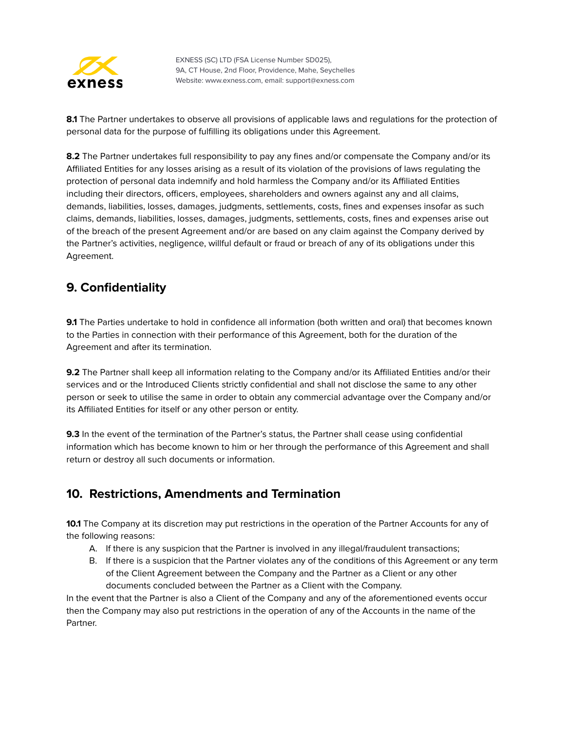**8.1** The Partner undertakes to observe all provisions of applicable laws and regulations for the protection of personal data for the purpose of fulfilling its obligations under this Agreement.

**8.2** The Partner undertakes full responsibility to pay any fines and/or compensate the Company and/or its Affiliated Entities for any losses arising as a result of its violation of the provisions of laws regulating the protection of personal data indemnify and hold harmless the Company and/or its Affiliated Entities including their directors, officers, employees, shareholders and owners against any and all claims, demands, liabilities, losses, damages, judgments, settlements, costs, fines and expenses insofar as such claims, demands, liabilities, losses, damages, judgments, settlements, costs, fines and expenses arise out of the breach of the present Agreement and/or are based on any claim against the Company derived by the Partner's activities, negligence, willful default or fraud or breach of any of its obligations under this Agreement.

## 9. Confidentiality

**9.1** The Parties undertake to hold in confidence all information (both written and oral) that becomes known to the Parties in connection with their performance of this Agreement, both for the duration of the Agreement and after its termination.

**9.2** The Partner shall keep all information relating to the Company and/or its Affiliated Entities and/or their services and or the Introduced Clients strictly confidential and shall not disclose the same to any other person or seek to utilise the same in order to obtain any commercial advantage over the Company and/or its Affiliated Entities for itself or any other person or entity.

**9.3** In the event of the termination of the Partner's status, the Partner shall cease using confidential information which has become known to him or her through the performance of this Agreement and shall return or destroy all such documents or information.

## 10. Restrictions, Amendments and Termination

**10.1** The Company at its discretion may put restrictions in the operation of the Partner Accounts for any of the following reasons:

A. If there is any suspicion that the Partner is involved in any illegal/fraudulent transactions;
B. If there is a suspicion that the Partner violates any of the conditions of this Agreement or any term of the Client Agreement between the Company and the Partner as a Client or any other documents concluded between the Partner as a Client with the Company.

In the event that the Partner is also a Client of the Company and any of the aforementioned events occur then the Company may also put restrictions in the operation of any of the Accounts in the name of the Partner.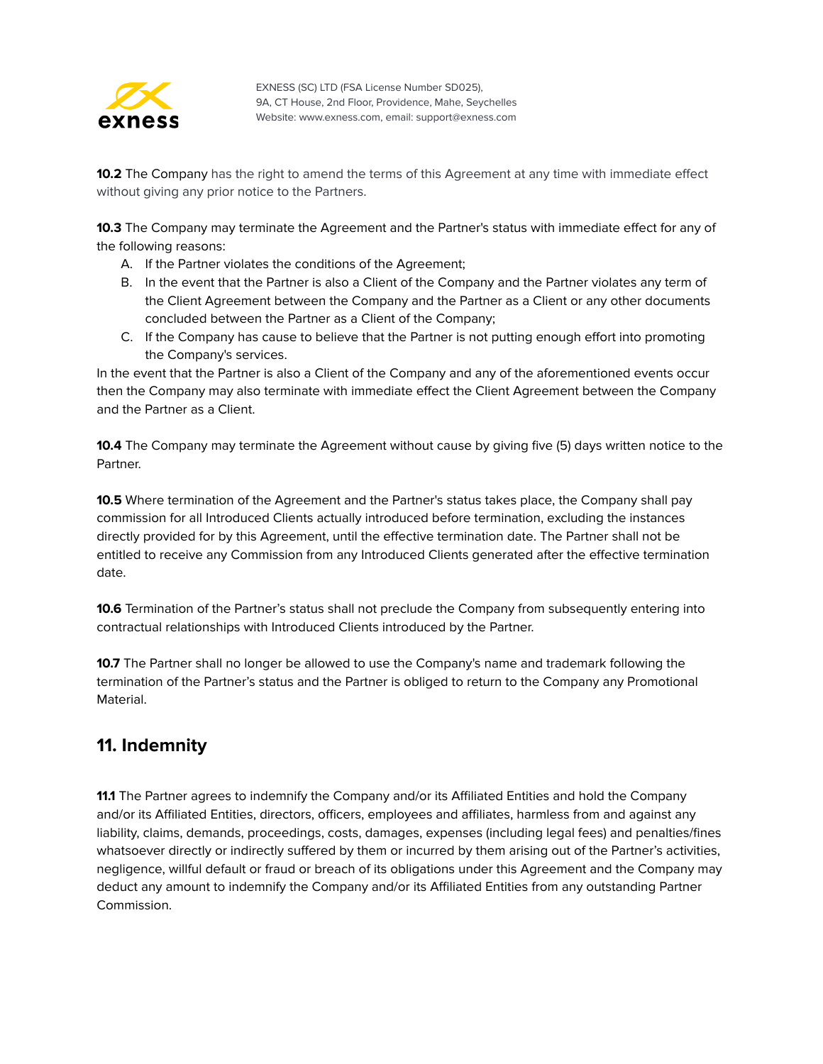**10.2** The Company has the right to amend the terms of this Agreement at any time with immediate effect without giving any prior notice to the Partners.

**10.3** The Company may terminate the Agreement and the Partner's status with immediate effect for any of the following reasons:

A. If the Partner violates the conditions of the Agreement;
B. In the event that the Partner is also a Client of the Company and the Partner violates any term of the Client Agreement between the Company and the Partner as a Client or any other documents concluded between the Partner as a Client of the Company;
C. If the Company has cause to believe that the Partner is not putting enough effort into promoting the Company's services.

In the event that the Partner is also a Client of the Company and any of the aforementioned events occur then the Company may also terminate with immediate effect the Client Agreement between the Company and the Partner as a Client.

**10.4** The Company may terminate the Agreement without cause by giving five (5) days written notice to the Partner.

**10.5** Where termination of the Agreement and the Partner's status takes place, the Company shall pay commission for all Introduced Clients actually introduced before termination, excluding the instances directly provided for by this Agreement, until the effective termination date. The Partner shall not be entitled to receive any Commission from any Introduced Clients generated after the effective termination date.

**10.6** Termination of the Partner's status shall not preclude the Company from subsequently entering into contractual relationships with Introduced Clients introduced by the Partner.

**10.7** The Partner shall no longer be allowed to use the Company's name and trademark following the termination of the Partner's status and the Partner is obliged to return to the Company any Promotional Material.

## 11. Indemnity

**11.1** The Partner agrees to indemnify the Company and/or its Affiliated Entities and hold the Company and/or its Affiliated Entities, directors, officers, employees and affiliates, harmless from and against any liability, claims, demands, proceedings, costs, damages, expenses (including legal fees) and penalties/fines whatsoever directly or indirectly suffered by them or incurred by them arising out of the Partner's activities, negligence, willful default or fraud or breach of its obligations under this Agreement and the Company may deduct any amount to indemnify the Company and/or its Affiliated Entities from any outstanding Partner Commission.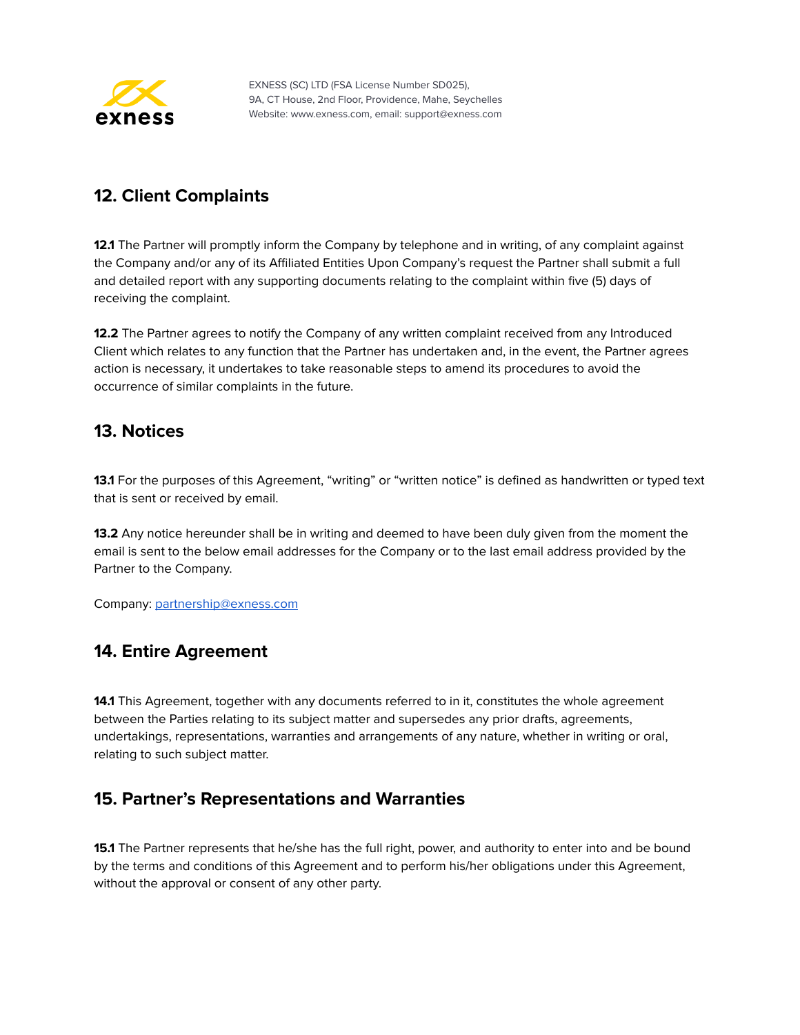## 12. Client Complaints

**12.1** The Partner will promptly inform the Company by telephone and in writing, of any complaint against the Company and/or any of its Affiliated Entities Upon Company's request the Partner shall submit a full and detailed report with any supporting documents relating to the complaint within five (5) days of receiving the complaint.

**12.2** The Partner agrees to notify the Company of any written complaint received from any Introduced Client which relates to any function that the Partner has undertaken and, in the event, the Partner agrees action is necessary, it undertakes to take reasonable steps to amend its procedures to avoid the occurrence of similar complaints in the future.

## 13. Notices

**13.1** For the purposes of this Agreement, "writing" or "written notice" is defined as handwritten or typed text that is sent or received by email.

**13.2** Any notice hereunder shall be in writing and deemed to have been duly given from the moment the email is sent to the below email addresses for the Company or to the last email address provided by the Partner to the Company.

Company: partnership@exness.com

## 14. Entire Agreement

**14.1** This Agreement, together with any documents referred to in it, constitutes the whole agreement between the Parties relating to its subject matter and supersedes any prior drafts, agreements, undertakings, representations, warranties and arrangements of any nature, whether in writing or oral, relating to such subject matter.

## 15. Partner's Representations and Warranties

**15.1** The Partner represents that he/she has the full right, power, and authority to enter into and be bound by the terms and conditions of this Agreement and to perform his/her obligations under this Agreement, without the approval or consent of any other party.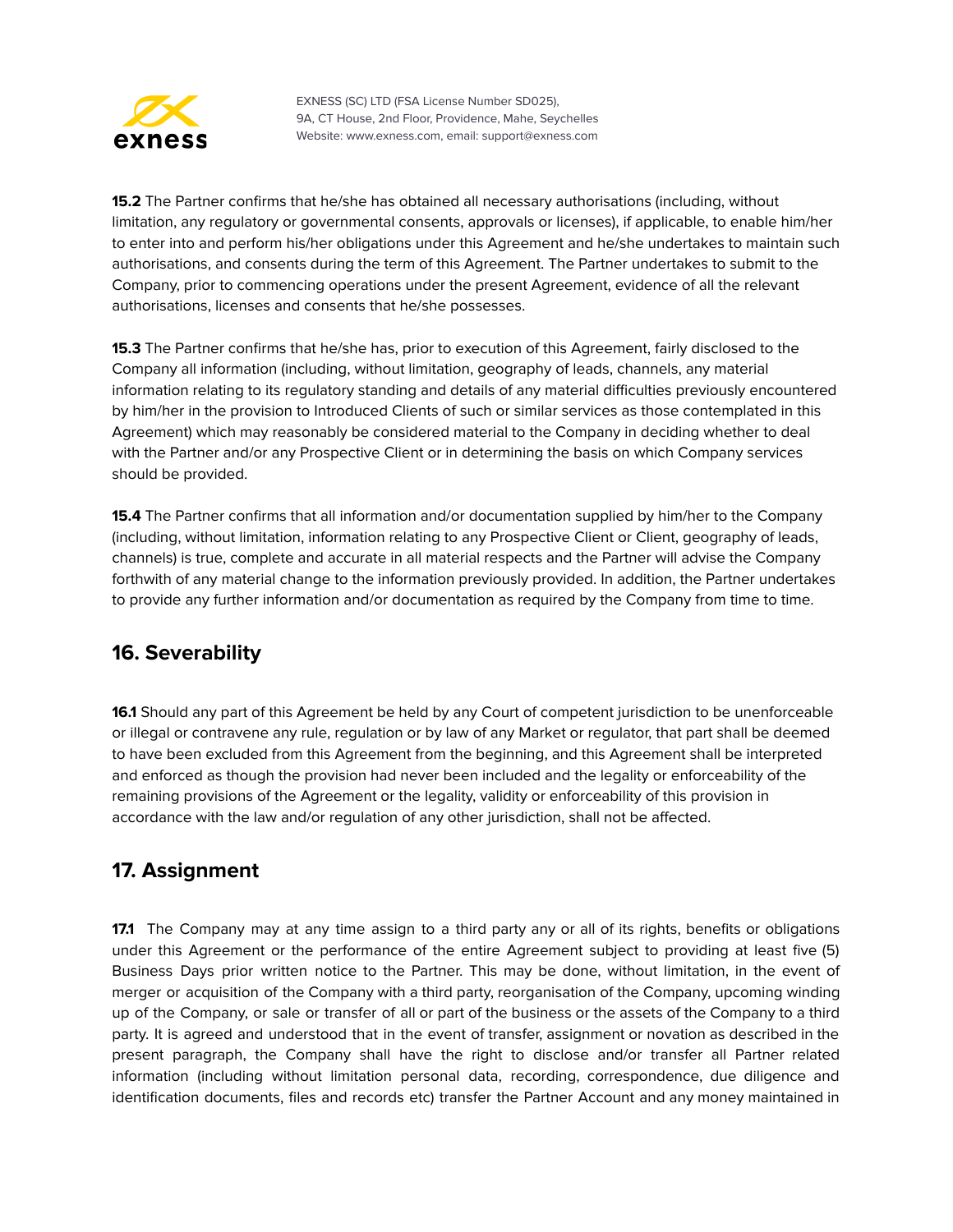**15.2** The Partner confirms that he/she has obtained all necessary authorisations (including, without limitation, any regulatory or governmental consents, approvals or licenses), if applicable, to enable him/her to enter into and perform his/her obligations under this Agreement and he/she undertakes to maintain such authorisations, and consents during the term of this Agreement. The Partner undertakes to submit to the Company, prior to commencing operations under the present Agreement, evidence of all the relevant authorisations, licenses and consents that he/she possesses.

**15.3** The Partner confirms that he/she has, prior to execution of this Agreement, fairly disclosed to the Company all information (including, without limitation, geography of leads, channels, any material information relating to its regulatory standing and details of any material difficulties previously encountered by him/her in the provision to Introduced Clients of such or similar services as those contemplated in this Agreement) which may reasonably be considered material to the Company in deciding whether to deal with the Partner and/or any Prospective Client or in determining the basis on which Company services should be provided.

**15.4** The Partner confirms that all information and/or documentation supplied by him/her to the Company (including, without limitation, information relating to any Prospective Client or Client, geography of leads, channels) is true, complete and accurate in all material respects and the Partner will advise the Company forthwith of any material change to the information previously provided. In addition, the Partner undertakes to provide any further information and/or documentation as required by the Company from time to time.

## 16. Severability

**16.1** Should any part of this Agreement be held by any Court of competent jurisdiction to be unenforceable or illegal or contravene any rule, regulation or by law of any Market or regulator, that part shall be deemed to have been excluded from this Agreement from the beginning, and this Agreement shall be interpreted and enforced as though the provision had never been included and the legality or enforceability of the remaining provisions of the Agreement or the legality, validity or enforceability of this provision in accordance with the law and/or regulation of any other jurisdiction, shall not be affected.

## 17. Assignment

**17.1** The Company may at any time assign to a third party any or all of its rights, benefits or obligations under this Agreement or the performance of the entire Agreement subject to providing at least five (5) Business Days prior written notice to the Partner. This may be done, without limitation, in the event of merger or acquisition of the Company with a third party, reorganisation of the Company, upcoming winding up of the Company, or sale or transfer of all or part of the business or the assets of the Company to a third party. It is agreed and understood that in the event of transfer, assignment or novation as described in the present paragraph, the Company shall have the right to disclose and/or transfer all Partner related information (including without limitation personal data, recording, correspondence, due diligence and identification documents, files and records etc) transfer the Partner Account and any money maintained in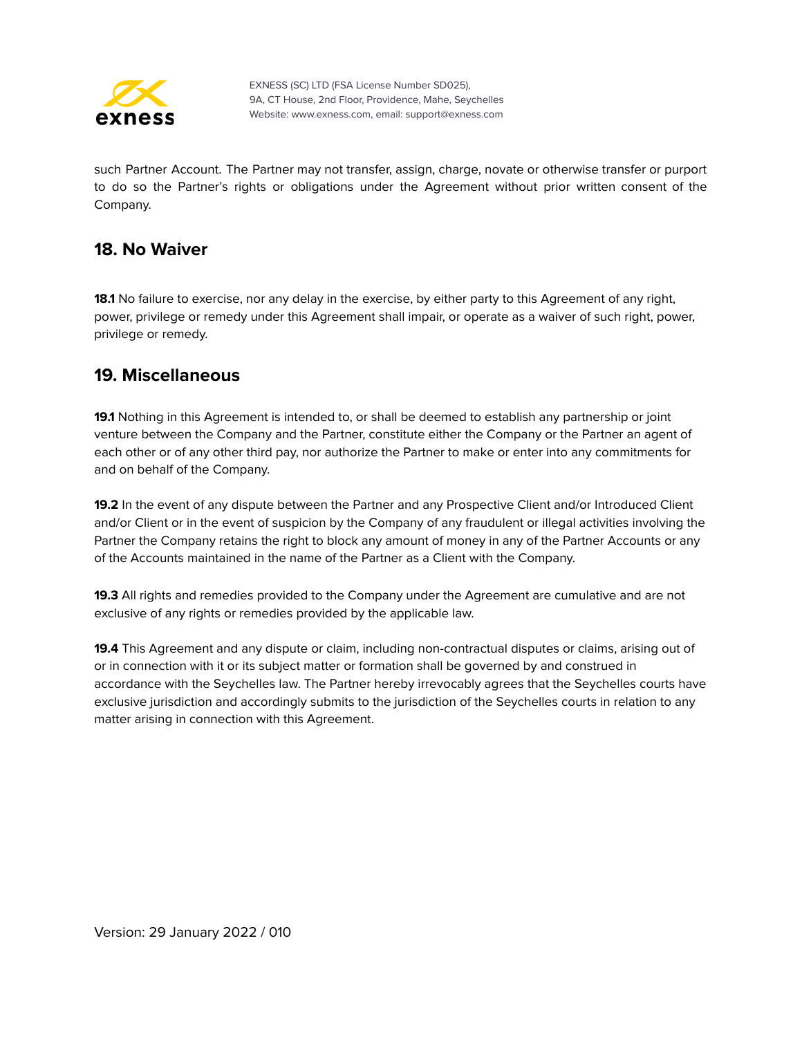such Partner Account. The Partner may not transfer, assign, charge, novate or otherwise transfer or purport to do so the Partner's rights or obligations under the Agreement without prior written consent of the Company.

## 18. No Waiver

**18.1** No failure to exercise, nor any delay in the exercise, by either party to this Agreement of any right, power, privilege or remedy under this Agreement shall impair, or operate as a waiver of such right, power, privilege or remedy.

## 19. Miscellaneous

**19.1** Nothing in this Agreement is intended to, or shall be deemed to establish any partnership or joint venture between the Company and the Partner, constitute either the Company or the Partner an agent of each other or of any other third pay, nor authorize the Partner to make or enter into any commitments for and on behalf of the Company.

**19.2** In the event of any dispute between the Partner and any Prospective Client and/or Introduced Client and/or Client or in the event of suspicion by the Company of any fraudulent or illegal activities involving the Partner the Company retains the right to block any amount of money in any of the Partner Accounts or any of the Accounts maintained in the name of the Partner as a Client with the Company.

**19.3** All rights and remedies provided to the Company under the Agreement are cumulative and are not exclusive of any rights or remedies provided by the applicable law.

**19.4** This Agreement and any dispute or claim, including non-contractual disputes or claims, arising out of or in connection with it or its subject matter or formation shall be governed by and construed in accordance with the Seychelles law. The Partner hereby irrevocably agrees that the Seychelles courts have exclusive jurisdiction and accordingly submits to the jurisdiction of the Seychelles courts in relation to any matter arising in connection with this Agreement.

Version: 29 January 2022 / 010